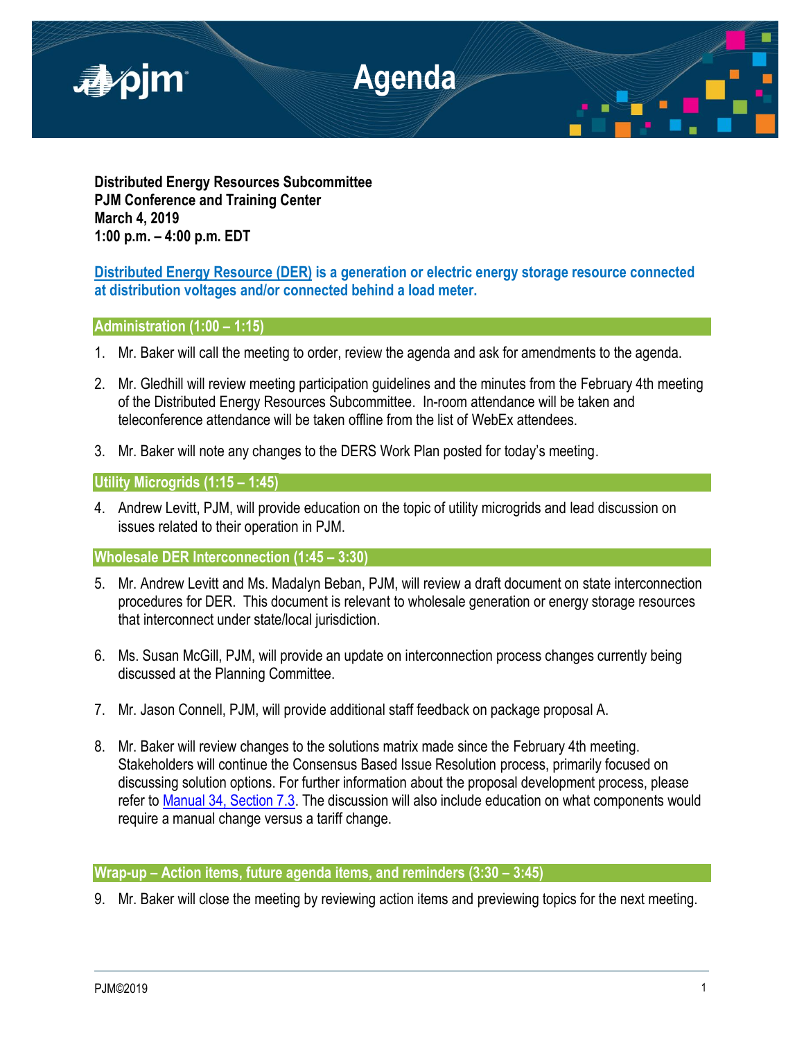# Agenda

**Distributed Energy Resources Subcommittee**
**PJM Conference and Training Center**
**March 4, 2019**
**1:00 p.m. – 4:00 p.m. EDT**

**[Distributed Energy Resource (DER)](#) is a generation or electric energy storage resource connected at distribution voltages and/or connected behind a load meter.**

## Administration (1:00 – 1:15)

1. Mr. Baker will call the meeting to order, review the agenda and ask for amendments to the agenda.

2. Mr. Gledhill will review meeting participation guidelines and the minutes from the February 4th meeting of the Distributed Energy Resources Subcommittee. In-room attendance will be taken and teleconference attendance will be taken offline from the list of WebEx attendees.

3. Mr. Baker will note any changes to the DERS Work Plan posted for today's meeting.

## Utility Microgrids (1:15 – 1:45)

4. Andrew Levitt, PJM, will provide education on the topic of utility microgrids and lead discussion on issues related to their operation in PJM.

## Wholesale DER Interconnection (1:45 – 3:30)

5. Mr. Andrew Levitt and Ms. Madalyn Beban, PJM, will review a draft document on state interconnection procedures for DER. This document is relevant to wholesale generation or energy storage resources that interconnect under state/local jurisdiction.

6. Ms. Susan McGill, PJM, will provide an update on interconnection process changes currently being discussed at the Planning Committee.

7. Mr. Jason Connell, PJM, will provide additional staff feedback on package proposal A.

8. Mr. Baker will review changes to the solutions matrix made since the February 4th meeting. Stakeholders will continue the Consensus Based Issue Resolution process, primarily focused on discussing solution options. For further information about the proposal development process, please refer to [Manual 34, Section 7.3](#). The discussion will also include education on what components would require a manual change versus a tariff change.

## Wrap-up – Action items, future agenda items, and reminders (3:30 – 3:45)

9. Mr. Baker will close the meeting by reviewing action items and previewing topics for the next meeting.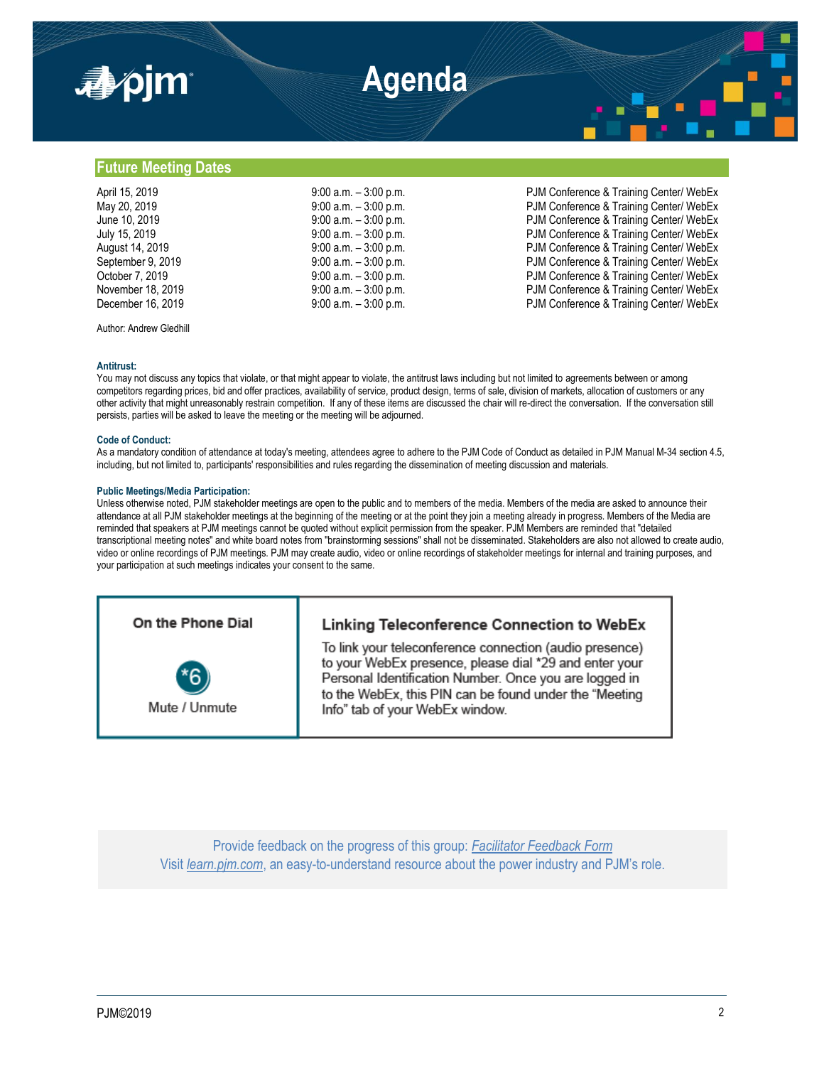## Future Meeting Dates

| | | |
|---|---|---|
| April 15, 2019 | 9:00 a.m. – 3:00 p.m. | PJM Conference & Training Center/ WebEx |
| May 20, 2019 | 9:00 a.m. – 3:00 p.m. | PJM Conference & Training Center/ WebEx |
| June 10, 2019 | 9:00 a.m. – 3:00 p.m. | PJM Conference & Training Center/ WebEx |
| July 15, 2019 | 9:00 a.m. – 3:00 p.m. | PJM Conference & Training Center/ WebEx |
| August 14, 2019 | 9:00 a.m. – 3:00 p.m. | PJM Conference & Training Center/ WebEx |
| September 9, 2019 | 9:00 a.m. – 3:00 p.m. | PJM Conference & Training Center/ WebEx |
| October 7, 2019 | 9:00 a.m. – 3:00 p.m. | PJM Conference & Training Center/ WebEx |
| November 18, 2019 | 9:00 a.m. – 3:00 p.m. | PJM Conference & Training Center/ WebEx |
| December 16, 2019 | 9:00 a.m. – 3:00 p.m. | PJM Conference & Training Center/ WebEx |

Author: Andrew Gledhill

**Antitrust:**
You may not discuss any topics that violate, or that might appear to violate, the antitrust laws including but not limited to agreements between or among competitors regarding prices, bid and offer practices, availability of service, product design, terms of sale, division of markets, allocation of customers or any other activity that might unreasonably restrain competition. If any of these items are discussed the chair will re-direct the conversation. If the conversation still persists, parties will be asked to leave the meeting or the meeting will be adjourned.

**Code of Conduct:**
As a mandatory condition of attendance at today's meeting, attendees agree to adhere to the PJM Code of Conduct as detailed in PJM Manual M-34 section 4.5, including, but not limited to, participants' responsibilities and rules regarding the dissemination of meeting discussion and materials.

**Public Meetings/Media Participation:**
Unless otherwise noted, PJM stakeholder meetings are open to the public and to members of the media. Members of the media are asked to announce their attendance at all PJM stakeholder meetings at the beginning of the meeting or at the point they join a meeting already in progress. Members of the Media are reminded that speakers at PJM meetings cannot be quoted without explicit permission from the speaker. PJM Members are reminded that "detailed transcriptional meeting notes" and white board notes from "brainstorming sessions" shall not be disseminated. Stakeholders are also not allowed to create audio, video or online recordings of PJM meetings. PJM may create audio, video or online recordings of stakeholder meetings for internal and training purposes, and your participation at such meetings indicates your consent to the same.

| On the Phone Dial | Linking Teleconference Connection to WebEx |
|---|---|
| *6 Mute / Unmute | To link your teleconference connection (audio presence) to your WebEx presence, please dial *29 and enter your Personal Identification Number. Once you are logged in to the WebEx, this PIN can be found under the "Meeting Info" tab of your WebEx window. |

Provide feedback on the progress of this group: *Facilitator Feedback Form*
Visit *learn.pjm.com*, an easy-to-understand resource about the power industry and PJM's role.

PJM©2019